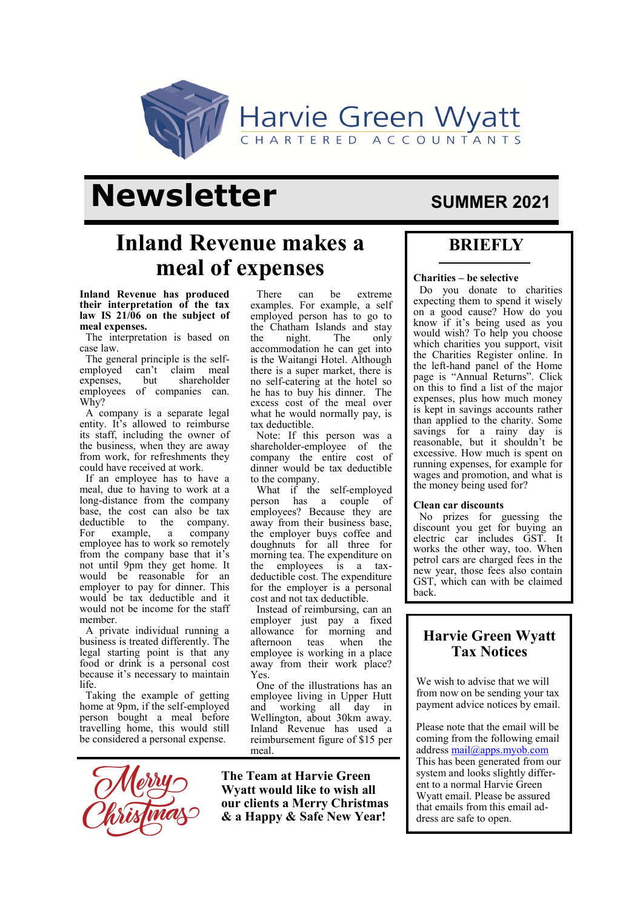Harvie Green Wyatt

CHARTERED ACCOUNTANTS

# Newsletter

**SUMMER 2021**

## Inland Revenue makes a meal of expenses

**Inland Revenue has produced their interpretation of the tax law IS 21/06 on the subject of meal expenses.**

The interpretation is based on case law.

The general principle is the self-employed can't claim meal expenses, but shareholder employees of companies can. Why?

A company is a separate legal entity. It's allowed to reimburse its staff, including the owner of the business, when they are away from work, for refreshments they could have received at work.

If an employee has to have a meal, due to having to work at a long-distance from the company base, the cost can also be tax deductible to the company. For example, a company employee has to work so remotely from the company base that it's not until 9pm they get home. It would be reasonable for an employer to pay for dinner. This would be tax deductible and it would not be income for the staff member.

A private individual running a business is treated differently. The legal starting point is that any food or drink is a personal cost because it's necessary to maintain life.

Taking the example of getting home at 9pm, if the self-employed person bought a meal before travelling home, this would still be considered a personal expense.

There can be extreme examples. For example, a self employed person has to go to the Chatham Islands and stay the night. The only accommodation he can get into is the Waitangi Hotel. Although there is a super market, there is no self-catering at the hotel so he has to buy his dinner. The excess cost of the meal over what he would normally pay, is tax deductible.

Note: If this person was a shareholder-employee of the company the entire cost of dinner would be tax deductible to the company.

What if the self-employed person has a couple of employees? Because they are away from their business base, the employer buys coffee and doughnuts for all three for morning tea. The expenditure on the employees is a tax-deductible cost. The expenditure for the employer is a personal cost and not tax deductible.

Instead of reimbursing, can an employer just pay a fixed allowance for morning and afternoon teas when the employee is working in a place away from their work place? Yes.

One of the illustrations has an employee living in Upper Hutt and working all day in Wellington, about 30km away. Inland Revenue has used a reimbursement figure of $15 per meal.

Merry Christmas

**The Team at Harvie Green Wyatt would like to wish all our clients a Merry Christmas & a Happy & Safe New Year!**

## BRIEFLY

**Charities – be selective**

Do you donate to charities expecting them to spend it wisely on a good cause? How do you know if it's being used as you would wish? To help you choose which charities you support, visit the Charities Register online. In the left-hand panel of the Home page is "Annual Returns". Click on this to find a list of the major expenses, plus how much money is kept in savings accounts rather than applied to the charity. Some savings for a rainy day is reasonable, but it shouldn't be excessive. How much is spent on running expenses, for example for wages and promotion, and what is the money being used for?

**Clean car discounts**

No prizes for guessing the discount you get for buying an electric car includes GST. It works the other way, too. When petrol cars are charged fees in the new year, those fees also contain GST, which can with be claimed back.

## Harvie Green Wyatt Tax Notices

We wish to advise that we will from now on be sending your tax payment advice notices by email.

Please note that the email will be coming from the following email address mail@apps.myob.com This has been generated from our system and looks slightly different to a normal Harvie Green Wyatt email. Please be assured that emails from this email address are safe to open.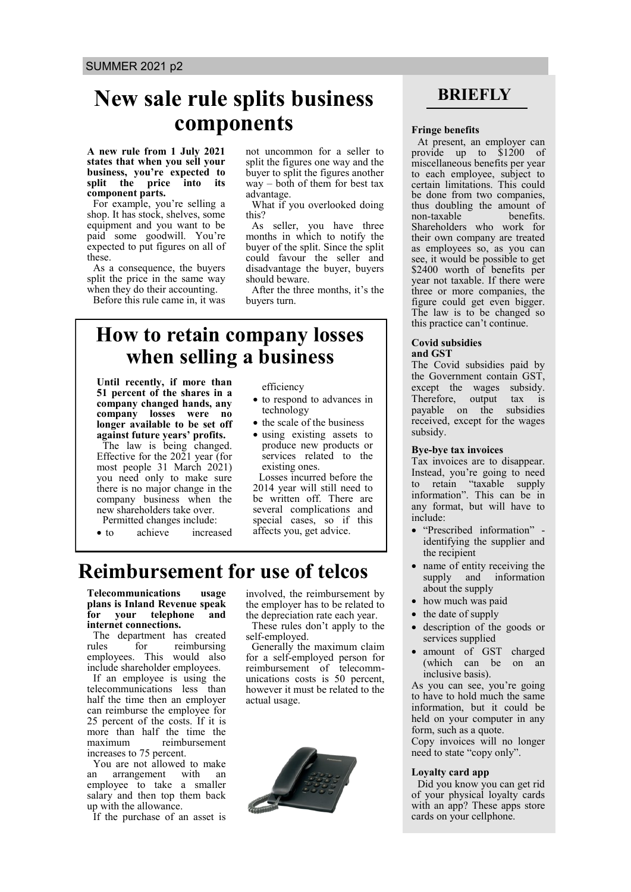# New sale rule splits business components

**A new rule from 1 July 2021 states that when you sell your business, you're expected to split the price into its component parts.**

For example, you're selling a shop. It has stock, shelves, some equipment and you want to be paid some goodwill. You're expected to put figures on all of these.

As a consequence, the buyers split the price in the same way when they do their accounting.

Before this rule came in, it was not uncommon for a seller to split the figures one way and the buyer to split the figures another way – both of them for best tax advantage.

What if you overlooked doing this?

As seller, you have three months in which to notify the buyer of the split. Since the split could favour the seller and disadvantage the buyer, buyers should beware.

After the three months, it's the buyers turn.

# How to retain company losses when selling a business

**Until recently, if more than 51 percent of the shares in a company changed hands, any company losses were no longer available to be set off against future years' profits.**

The law is being changed. Effective for the 2021 year (for most people 31 March 2021) you need only to make sure there is no major change in the company business when the new shareholders take over.

Permitted changes include:

- to achieve increased efficiency
- to respond to advances in technology
- the scale of the business
- using existing assets to produce new products or services related to the existing ones.

Losses incurred before the 2014 year will still need to be written off. There are several complications and special cases, so if this affects you, get advice.

# Reimbursement for use of telcos

**Telecommunications usage plans is Inland Revenue speak for your telephone and internet connections.**

The department has created rules for reimbursing employees. This would also include shareholder employees.

If an employee is using the telecommunications less than half the time then an employer can reimburse the employee for 25 percent of the costs. If it is more than half the time the maximum reimbursement increases to 75 percent.

You are not allowed to make an arrangement with an employee to take a smaller salary and then top them back up with the allowance.

If the purchase of an asset is involved, the reimbursement by the employer has to be related to the depreciation rate each year.

These rules don't apply to the self-employed.

Generally the maximum claim for a self-employed person for reimbursement of telecommunications costs is 50 percent, however it must be related to the actual usage.

## BRIEFLY

### Fringe benefits

At present, an employer can provide up to $1200 of miscellaneous benefits per year to each employee, subject to certain limitations. This could be done from two companies, thus doubling the amount of non-taxable benefits. Shareholders who work for their own company are treated as employees so, as you can see, it would be possible to get $2400 worth of benefits per year not taxable. If there were three or more companies, the figure could get even bigger. The law is to be changed so this practice can't continue.

### Covid subsidies and GST

The Covid subsidies paid by the Government contain GST, except the wages subsidy. Therefore, output tax is payable on the subsidies received, except for the wages subsidy.

### Bye-bye tax invoices

Tax invoices are to disappear. Instead, you're going to need to retain "taxable supply information". This can be in any format, but will have to include:

- "Prescribed information" - identifying the supplier and the recipient
- name of entity receiving the supply and information about the supply
- how much was paid
- the date of supply
- description of the goods or services supplied
- amount of GST charged (which can be on an inclusive basis).

As you can see, you're going to have to hold much the same information, but it could be held on your computer in any form, such as a quote.

Copy invoices will no longer need to state "copy only".

### Loyalty card app

Did you know you can get rid of your physical loyalty cards with an app? These apps store cards on your cellphone.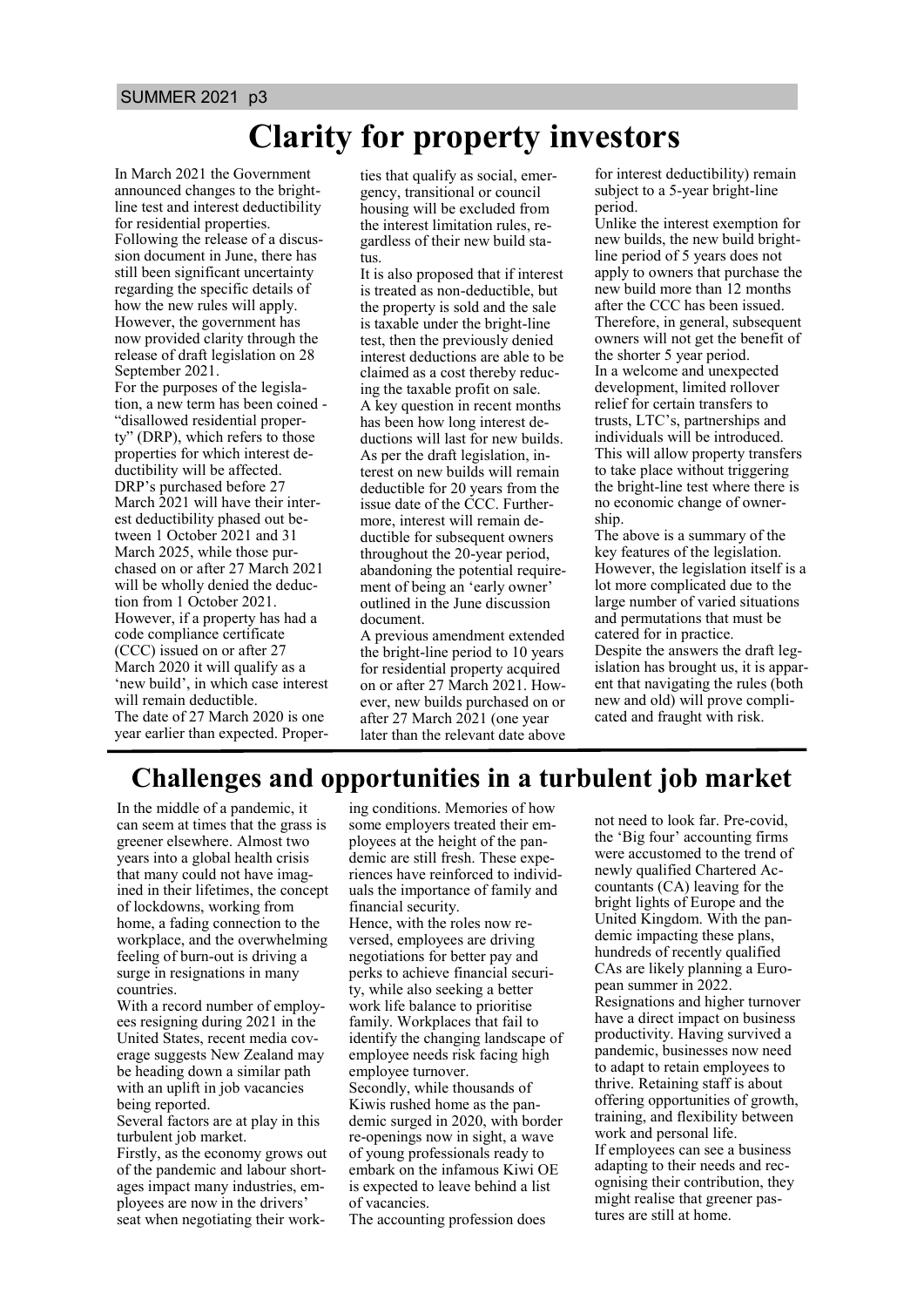# Clarity for property investors

In March 2021 the Government announced changes to the bright-line test and interest deductibility for residential properties. Following the release of a discussion document in June, there has still been significant uncertainty regarding the specific details of how the new rules will apply. However, the government has now provided clarity through the release of draft legislation on 28 September 2021.

For the purposes of the legislation, a new term has been coined - "disallowed residential property" (DRP), which refers to those properties for which interest deductibility will be affected. DRP's purchased before 27 March 2021 will have their interest deductibility phased out between 1 October 2021 and 31 March 2025, while those purchased on or after 27 March 2021 will be wholly denied the deduction from 1 October 2021.

However, if a property has had a code compliance certificate (CCC) issued on or after 27 March 2020 it will qualify as a 'new build', in which case interest will remain deductible.

The date of 27 March 2020 is one year earlier than expected. Properties that qualify as social, emergency, transitional or council housing will be excluded from the interest limitation rules, regardless of their new build status.

It is also proposed that if interest is treated as non-deductible, but the property is sold and the sale is taxable under the bright-line test, then the previously denied interest deductions are able to be claimed as a cost thereby reducing the taxable profit on sale.

A key question in recent months has been how long interest deductions will last for new builds. As per the draft legislation, interest on new builds will remain deductible for 20 years from the issue date of the CCC. Furthermore, interest will remain deductible for subsequent owners throughout the 20-year period, abandoning the potential requirement of being an 'early owner' outlined in the June discussion document.

A previous amendment extended the bright-line period to 10 years for residential property acquired on or after 27 March 2021. However, new builds purchased on or after 27 March 2021 (one year later than the relevant date above for interest deductibility) remain subject to a 5-year bright-line period.

Unlike the interest exemption for new builds, the new build bright-line period of 5 years does not apply to owners that purchase the new build more than 12 months after the CCC has been issued. Therefore, in general, subsequent owners will not get the benefit of the shorter 5 year period.

In a welcome and unexpected development, limited rollover relief for certain transfers to trusts, LTC's, partnerships and individuals will be introduced. This will allow property transfers to take place without triggering the bright-line test where there is no economic change of ownership.

The above is a summary of the key features of the legislation. However, the legislation itself is a lot more complicated due to the large number of varied situations and permutations that must be catered for in practice.

Despite the answers the draft legislation has brought us, it is apparent that navigating the rules (both new and old) will prove complicated and fraught with risk.

# Challenges and opportunities in a turbulent job market

In the middle of a pandemic, it can seem at times that the grass is greener elsewhere. Almost two years into a global health crisis that many could not have imagined in their lifetimes, the concept of lockdowns, working from home, a fading connection to the workplace, and the overwhelming feeling of burn-out is driving a surge in resignations in many countries.

With a record number of employees resigning during 2021 in the United States, recent media coverage suggests New Zealand may be heading down a similar path with an uplift in job vacancies being reported.

Several factors are at play in this turbulent job market.

Firstly, as the economy grows out of the pandemic and labour shortages impact many industries, employees are now in the drivers' seat when negotiating their working conditions. Memories of how some employers treated their employees at the height of the pandemic are still fresh. These experiences have reinforced to individuals the importance of family and financial security.

Hence, with the roles now reversed, employees are driving negotiations for better pay and perks to achieve financial security, while also seeking a better work life balance to prioritise family. Workplaces that fail to identify the changing landscape of employee needs risk facing high employee turnover.

Secondly, while thousands of Kiwis rushed home as the pandemic surged in 2020, with border re-openings now in sight, a wave of young professionals ready to embark on the infamous Kiwi OE is expected to leave behind a list of vacancies.

The accounting profession does not need to look far. Pre-covid, the 'Big four' accounting firms were accustomed to the trend of newly qualified Chartered Accountants (CA) leaving for the bright lights of Europe and the United Kingdom. With the pandemic impacting these plans, hundreds of recently qualified CAs are likely planning a European summer in 2022.

Resignations and higher turnover have a direct impact on business productivity. Having survived a pandemic, businesses now need to adapt to retain employees to thrive. Retaining staff is about offering opportunities of growth, training, and flexibility between work and personal life.

If employees can see a business adapting to their needs and recognising their contribution, they might realise that greener pastures are still at home.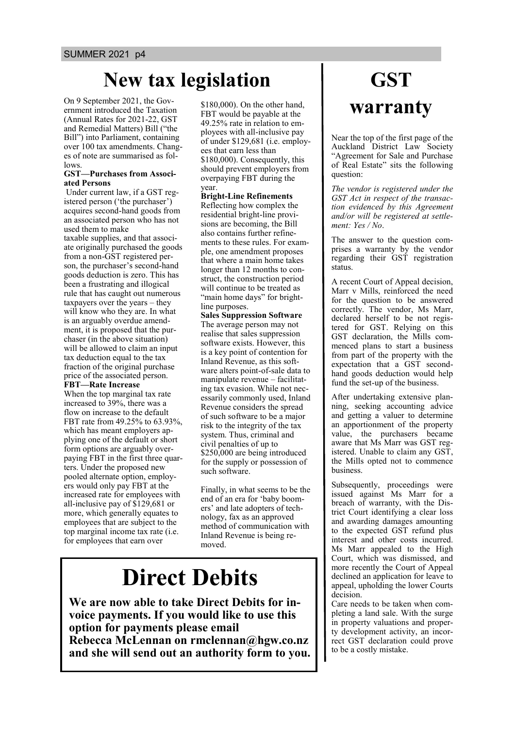# New tax legislation

On 9 September 2021, the Government introduced the Taxation (Annual Rates for 2021-22, GST and Remedial Matters) Bill ("the Bill") into Parliament, containing over 100 tax amendments. Changes of note are summarised as follows.

**GST—Purchases from Associated Persons**

Under current law, if a GST registered person ('the purchaser') acquires second-hand goods from an associated person who has not used them to make taxable supplies, and that associate originally purchased the goods from a non-GST registered person, the purchaser's second-hand goods deduction is zero. This has been a frustrating and illogical rule that has caught out numerous taxpayers over the years – they will know who they are. In what is an arguably overdue amendment, it is proposed that the purchaser (in the above situation) will be allowed to claim an input tax deduction equal to the tax fraction of the original purchase price of the associated person.

**FBT—Rate Increase**

When the top marginal tax rate increased to 39%, there was a flow on increase to the default FBT rate from 49.25% to 63.93%, which has meant employers applying one of the default or short form options are arguably overpaying FBT in the first three quarters. Under the proposed new pooled alternate option, employers would only pay FBT at the increased rate for employees with all-inclusive pay of $129,681 or more, which generally equates to employees that are subject to the top marginal income tax rate (i.e. for employees that earn over $180,000). On the other hand, FBT would be payable at the 49.25% rate in relation to employees with all-inclusive pay of under $129,681 (i.e. employees that earn less than $180,000). Consequently, this should prevent employers from overpaying FBT during the year.

**Bright-Line Refinements**

Reflecting how complex the residential bright-line provisions are becoming, the Bill also contains further refinements to these rules. For example, one amendment proposes that where a main home takes longer than 12 months to construct, the construction period will continue to be treated as "main home days" for bright-line purposes.

**Sales Suppression Software**

The average person may not realise that sales suppression software exists. However, this is a key point of contention for Inland Revenue, as this software alters point-of-sale data to manipulate revenue – facilitating tax evasion. While not necessarily commonly used, Inland Revenue considers the spread of such software to be a major risk to the integrity of the tax system. Thus, criminal and civil penalties of up to $250,000 are being introduced for the supply or possession of such software.

Finally, in what seems to be the end of an era for 'baby boomers' and late adopters of technology, fax as an approved method of communication with Inland Revenue is being removed.

# Direct Debits

**We are now able to take Direct Debits for invoice payments. If you would like to use this option for payments please email Rebecca McLennan on rmclennan@hgw.co.nz and she will send out an authority form to you.**

# GST warranty

Near the top of the first page of the Auckland District Law Society "Agreement for Sale and Purchase of Real Estate" sits the following question:

*The vendor is registered under the GST Act in respect of the transaction evidenced by this Agreement and/or will be registered at settlement: Yes / No*.

The answer to the question comprises a warranty by the vendor regarding their GST registration status.

A recent Court of Appeal decision, Marr v Mills, reinforced the need for the question to be answered correctly. The vendor, Ms Marr, declared herself to be not registered for GST. Relying on this GST declaration, the Mills commenced plans to start a business from part of the property with the expectation that a GST second-hand goods deduction would help fund the set-up of the business.

After undertaking extensive planning, seeking accounting advice and getting a valuer to determine an apportionment of the property value, the purchasers became aware that Ms Marr was GST registered. Unable to claim any GST, the Mills opted not to commence business.

Subsequently, proceedings were issued against Ms Marr for a breach of warranty, with the District Court identifying a clear loss and awarding damages amounting to the expected GST refund plus interest and other costs incurred. Ms Marr appealed to the High Court, which was dismissed, and more recently the Court of Appeal declined an application for leave to appeal, upholding the lower Courts decision.

Care needs to be taken when completing a land sale. With the surge in property valuations and property development activity, an incorrect GST declaration could prove to be a costly mistake.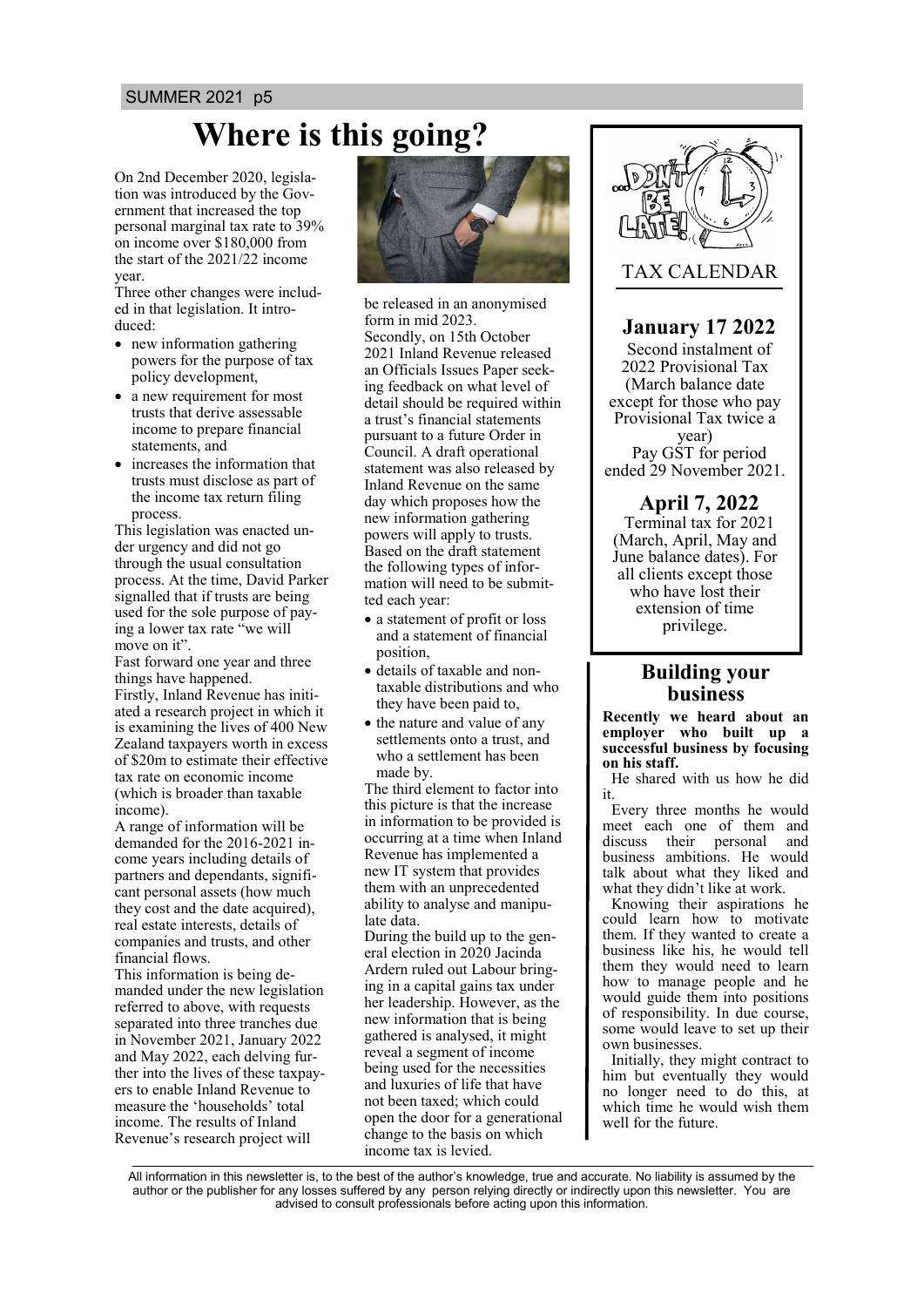# Where is this going?

On 2nd December 2020, legislation was introduced by the Government that increased the top personal marginal tax rate to 39% on income over $180,000 from the start of the 2021/22 income year.

Three other changes were included in that legislation. It introduced:

- new information gathering powers for the purpose of tax policy development,
- a new requirement for most trusts that derive assessable income to prepare financial statements, and
- increases the information that trusts must disclose as part of the income tax return filing process.

This legislation was enacted under urgency and did not go through the usual consultation process. At the time, David Parker signalled that if trusts are being used for the sole purpose of paying a lower tax rate "we will move on it".

Fast forward one year and three things have happened.

Firstly, Inland Revenue has initiated a research project in which it is examining the lives of 400 New Zealand taxpayers worth in excess of $20m to estimate their effective tax rate on economic income (which is broader than taxable income).

A range of information will be demanded for the 2016-2021 income years including details of partners and dependants, significant personal assets (how much they cost and the date acquired), real estate interests, details of companies and trusts, and other financial flows.

This information is being demanded under the new legislation referred to above, with requests separated into three tranches due in November 2021, January 2022 and May 2022, each delving further into the lives of these taxpayers to enable Inland Revenue to measure the 'households' total income. The results of Inland Revenue's research project will be released in an anonymised form in mid 2023.

Secondly, on 15th October 2021 Inland Revenue released an Officials Issues Paper seeking feedback on what level of detail should be required within a trust's financial statements pursuant to a future Order in Council. A draft operational statement was also released by Inland Revenue on the same day which proposes how the new information gathering powers will apply to trusts. Based on the draft statement the following types of information will need to be submitted each year:

- a statement of profit or loss and a statement of financial position,
- details of taxable and non-taxable distributions and who they have been paid to,
- the nature and value of any settlements onto a trust, and who a settlement has been made by.

The third element to factor into this picture is that the increase in information to be provided is occurring at a time when Inland Revenue has implemented a new IT system that provides them with an unprecedented ability to analyse and manipulate data.

During the build up to the general election in 2020 Jacinda Ardern ruled out Labour bringing in a capital gains tax under her leadership. However, as the new information that is being gathered is analysed, it might reveal a segment of income being used for the necessities and luxuries of life that have not been taxed; which could open the door for a generational change to the basis on which income tax is levied.

## TAX CALENDAR

### January 17 2022

Second instalment of 2022 Provisional Tax (March balance date except for those who pay Provisional Tax twice a year)

Pay GST for period ended 29 November 2021.

### April 7, 2022

Terminal tax for 2021 (March, April, May and June balance dates). For all clients except those who have lost their extension of time privilege.

## Building your business

**Recently we heard about an employer who built up a successful business by focusing on his staff.**

He shared with us how he did it.

Every three months he would meet each one of them and discuss their personal and business ambitions. He would talk about what they liked and what they didn't like at work.

Knowing their aspirations he could learn how to motivate them. If they wanted to create a business like his, he would tell them they would need to learn how to manage people and he would guide them into positions of responsibility. In due course, some would leave to set up their own businesses.

Initially, they might contract to him but eventually they would no longer need to do this, at which time he would wish them well for the future.

All information in this newsletter is, to the best of the author's knowledge, true and accurate. No liability is assumed by the author or the publisher for any losses suffered by any person relying directly or indirectly upon this newsletter. You are advised to consult professionals before acting upon this information.